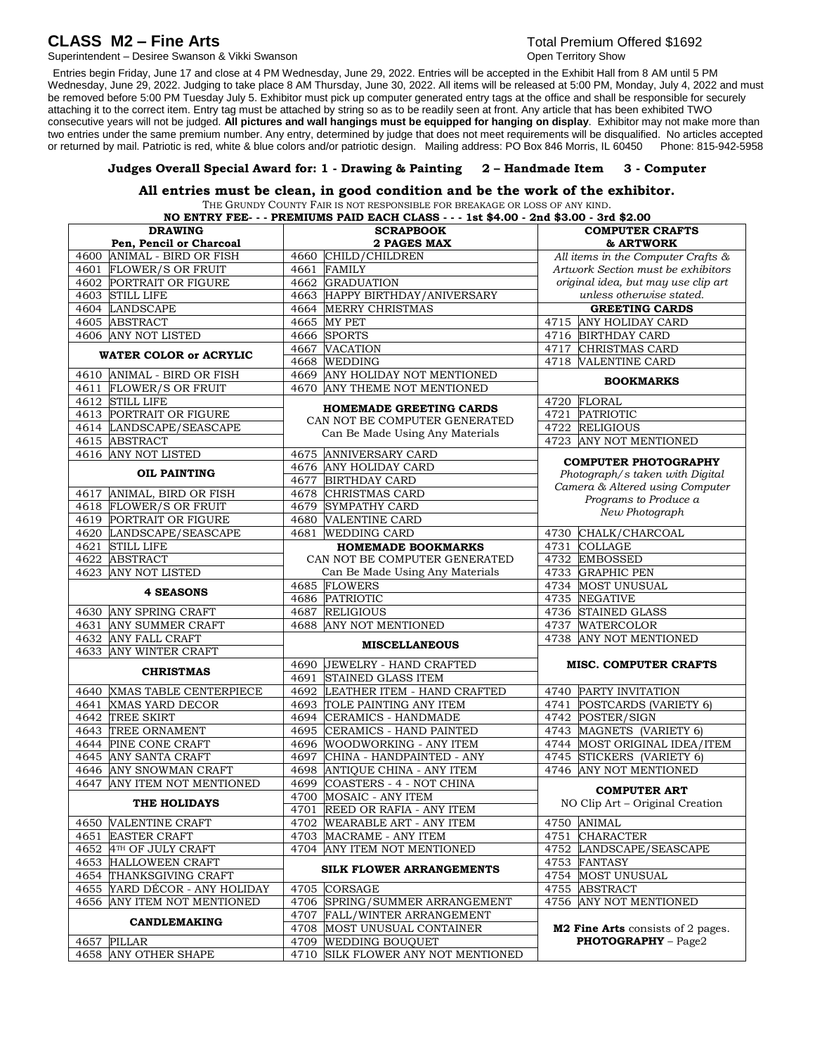# CLASS M2 – Fine Arts

Total Premium Offered $1692

Superintendent – Desiree Swanson & Vikki Swanson

Open Territory Show

Entries begin Friday, June 17 and close at 4 PM Wednesday, June 29, 2022. Entries will be accepted in the Exhibit Hall from 8 AM until 5 PM Wednesday, June 29, 2022. Judging to take place 8 AM Thursday, June 30, 2022. All items will be released at 5:00 PM, Monday, July 4, 2022 and must be removed before 5:00 PM Tuesday July 5. Exhibitor must pick up computer generated entry tags at the office and shall be responsible for securely attaching it to the correct item. Entry tag must be attached by string so as to be readily seen at front. Any article that has been exhibited TWO consecutive years will not be judged. **All pictures and wall hangings must be equipped for hanging on display**. Exhibitor may not make more than two entries under the same premium number. Any entry, determined by judge that does not meet requirements will be disqualified. No articles accepted or returned by mail. Patriotic is red, white & blue colors and/or patriotic design. Mailing address: PO Box 846 Morris, IL 60450 Phone: 815-942-5958

**Judges Overall Special Award for: 1 - Drawing & Painting 2 – Handmade Item 3 - Computer**

**All entries must be clean, in good condition and be the work of the exhibitor.**

THE GRUNDY COUNTY FAIR IS NOT RESPONSIBLE FOR BREAKAGE OR LOSS OF ANY KIND.

**NO ENTRY FEE- - - PREMIUMS PAID EACH CLASS - - - 1st $4.00 - 2nd $3.00 - 3rd $2.00**

### DRAWING — Pen, Pencil or Charcoal

| No. | Item |
|---|---|
| 4600 | ANIMAL - BIRD OR FISH |
| 4601 | FLOWER/S OR FRUIT |
| 4602 | PORTRAIT OR FIGURE |
| 4603 | STILL LIFE |
| 4604 | LANDSCAPE |
| 4605 | ABSTRACT |
| 4606 | ANY NOT LISTED |

### WATER COLOR or ACRYLIC

| No. | Item |
|---|---|
| 4610 | ANIMAL - BIRD OR FISH |
| 4611 | FLOWER/S OR FRUIT |
| 4612 | STILL LIFE |
| 4613 | PORTRAIT OR FIGURE |
| 4614 | LANDSCAPE/SEASCAPE |
| 4615 | ABSTRACT |
| 4616 | ANY NOT LISTED |

### OIL PAINTING

| No. | Item |
|---|---|
| 4617 | ANIMAL, BIRD OR FISH |
| 4618 | FLOWER/S OR FRUIT |
| 4619 | PORTRAIT OR FIGURE |
| 4620 | LANDSCAPE/SEASCAPE |
| 4621 | STILL LIFE |
| 4622 | ABSTRACT |
| 4623 | ANY NOT LISTED |

### 4 SEASONS

| No. | Item |
|---|---|
| 4630 | ANY SPRING CRAFT |
| 4631 | ANY SUMMER CRAFT |
| 4632 | ANY FALL CRAFT |
| 4633 | ANY WINTER CRAFT |

### CHRISTMAS

| No. | Item |
|---|---|
| 4640 | XMAS TABLE CENTERPIECE |
| 4641 | XMAS YARD DECOR |
| 4642 | TREE SKIRT |
| 4643 | TREE ORNAMENT |
| 4644 | PINE CONE CRAFT |
| 4645 | ANY SANTA CRAFT |
| 4646 | ANY SNOWMAN CRAFT |
| 4647 | ANY ITEM NOT MENTIONED |

### THE HOLIDAYS

| No. | Item |
|---|---|
| 4650 | VALENTINE CRAFT |
| 4651 | EASTER CRAFT |
| 4652 | 4TH OF JULY CRAFT |
| 4653 | HALLOWEEN CRAFT |
| 4654 | THANKSGIVING CRAFT |
| 4655 | YARD DÉCOR - ANY HOLIDAY |
| 4656 | ANY ITEM NOT MENTIONED |

### CANDLEMAKING

| No. | Item |
|---|---|
| 4657 | PILLAR |
| 4658 | ANY OTHER SHAPE |

### SCRAPBOOK — 2 PAGES MAX

| No. | Item |
|---|---|
| 4660 | CHILD/CHILDREN |
| 4661 | FAMILY |
| 4662 | GRADUATION |
| 4663 | HAPPY BIRTHDAY/ANIVERSARY |
| 4664 | MERRY CHRISTMAS |
| 4665 | MY PET |
| 4666 | SPORTS |
| 4667 | VACATION |
| 4668 | WEDDING |
| 4669 | ANY HOLIDAY NOT MENTIONED |
| 4670 | ANY THEME NOT MENTIONED |

### HOMEMADE GREETING CARDS

CAN NOT BE COMPUTER GENERATED
Can Be Made Using Any Materials

| No. | Item |
|---|---|
| 4675 | ANNIVERSARY CARD |
| 4676 | ANY HOLIDAY CARD |
| 4677 | BIRTHDAY CARD |
| 4678 | CHRISTMAS CARD |
| 4679 | SYMPATHY CARD |
| 4680 | VALENTINE CARD |
| 4681 | WEDDING CARD |

### HOMEMADE BOOKMARKS

CAN NOT BE COMPUTER GENERATED
Can Be Made Using Any Materials

| No. | Item |
|---|---|
| 4685 | FLOWERS |
| 4686 | PATRIOTIC |
| 4687 | RELIGIOUS |
| 4688 | ANY NOT MENTIONED |

### MISCELLANEOUS

| No. | Item |
|---|---|
| 4690 | JEWELRY - HAND CRAFTED |
| 4691 | STAINED GLASS ITEM |
| 4692 | LEATHER ITEM - HAND CRAFTED |
| 4693 | TOLE PAINTING ANY ITEM |
| 4694 | CERAMICS - HANDMADE |
| 4695 | CERAMICS - HAND PAINTED |
| 4696 | WOODWORKING - ANY ITEM |
| 4697 | CHINA - HANDPAINTED - ANY |
| 4698 | ANTIQUE CHINA - ANY ITEM |
| 4699 | COASTERS - 4 - NOT CHINA |
| 4700 | MOSAIC - ANY ITEM |
| 4701 | REED OR RAFIA - ANY ITEM |
| 4702 | WEARABLE ART - ANY ITEM |
| 4703 | MACRAME - ANY ITEM |
| 4704 | ANY ITEM NOT MENTIONED |

### SILK FLOWER ARRANGEMENTS

| No. | Item |
|---|---|
| 4705 | CORSAGE |
| 4706 | SPRING/SUMMER ARRANGEMENT |
| 4707 | FALL/WINTER ARRANGEMENT |
| 4708 | MOST UNUSUAL CONTAINER |
| 4709 | WEDDING BOUQUET |
| 4710 | SILK FLOWER ANY NOT MENTIONED |

### COMPUTER CRAFTS & ARTWORK

*All items in the Computer Crafts & Artwork Section must be exhibitors original idea, but may use clip art unless otherwise stated.*

### GREETING CARDS

| No. | Item |
|---|---|
| 4715 | ANY HOLIDAY CARD |
| 4716 | BIRTHDAY CARD |
| 4717 | CHRISTMAS CARD |
| 4718 | VALENTINE CARD |

### BOOKMARKS

| No. | Item |
|---|---|
| 4720 | FLORAL |
| 4721 | PATRIOTIC |
| 4722 | RELIGIOUS |
| 4723 | ANY NOT MENTIONED |

### COMPUTER PHOTOGRAPHY

*Photograph/s taken with Digital Camera & Altered using Computer Programs to Produce a New Photograph*

| No. | Item |
|---|---|
| 4730 | CHALK/CHARCOAL |
| 4731 | COLLAGE |
| 4732 | EMBOSSED |
| 4733 | GRAPHIC PEN |
| 4734 | MOST UNUSUAL |
| 4735 | NEGATIVE |
| 4736 | STAINED GLASS |
| 4737 | WATERCOLOR |
| 4738 | ANY NOT MENTIONED |

### MISC. COMPUTER CRAFTS

| No. | Item |
|---|---|
| 4740 | PARTY INVITATION |
| 4741 | POSTCARDS (VARIETY 6) |
| 4742 | POSTER/SIGN |
| 4743 | MAGNETS (VARIETY 6) |
| 4744 | MOST ORIGINAL IDEA/ITEM |
| 4745 | STICKERS (VARIETY 6) |
| 4746 | ANY NOT MENTIONED |

### COMPUTER ART

NO Clip Art – Original Creation

| No. | Item |
|---|---|
| 4750 | ANIMAL |
| 4751 | CHARACTER |
| 4752 | LANDSCAPE/SEASCAPE |
| 4753 | FANTASY |
| 4754 | MOST UNUSUAL |
| 4755 | ABSTRACT |
| 4756 | ANY NOT MENTIONED |

**M2 Fine Arts** consists of 2 pages.
**PHOTOGRAPHY** – Page2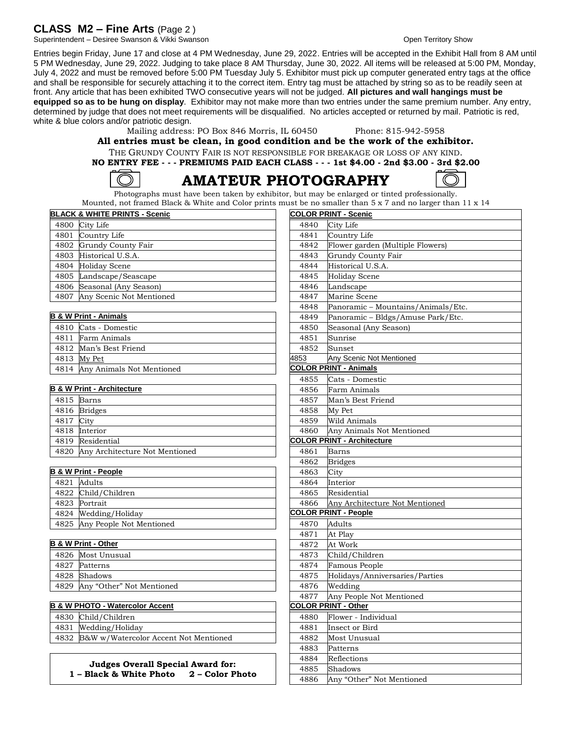## CLASS M2 – Fine Arts (Page 2 )

Superintendent – Desiree Swanson & Vikki Swanson Open Territory Show

Entries begin Friday, June 17 and close at 4 PM Wednesday, June 29, 2022. Entries will be accepted in the Exhibit Hall from 8 AM until 5 PM Wednesday, June 29, 2022. Judging to take place 8 AM Thursday, June 30, 2022. All items will be released at 5:00 PM, Monday, July 4, 2022 and must be removed before 5:00 PM Tuesday July 5. Exhibitor must pick up computer generated entry tags at the office and shall be responsible for securely attaching it to the correct item. Entry tag must be attached by string so as to be readily seen at front. Any article that has been exhibited TWO consecutive years will not be judged. **All pictures and wall hangings must be equipped so as to be hung on display**. Exhibitor may not make more than two entries under the same premium number. Any entry, determined by judge that does not meet requirements will be disqualified. No articles accepted or returned by mail. Patriotic is red, white & blue colors and/or patriotic design.

Mailing address: PO Box 846 Morris, IL 60450 Phone: 815-942-5958

**All entries must be clean, in good condition and be the work of the exhibitor.**

THE GRUNDY COUNTY FAIR IS NOT RESPONSIBLE FOR BREAKAGE OR LOSS OF ANY KIND.

**NO ENTRY FEE - - - PREMIUMS PAID EACH CLASS - - - 1st $4.00 - 2nd $3.00 - 3rd $2.00**

# AMATEUR PHOTOGRAPHY

Photographs must have been taken by exhibitor, but may be enlarged or tinted professionally.
Mounted, not framed Black & White and Color prints must be no smaller than 5 x 7 and no larger than 11 x 14

**BLACK & WHITE PRINTS - Scenic**

| | |
|---|---|
| 4800 | City Life |
| 4801 | Country Life |
| 4802 | Grundy County Fair |
| 4803 | Historical U.S.A. |
| 4804 | Holiday Scene |
| 4805 | Landscape/Seascape |
| 4806 | Seasonal (Any Season) |
| 4807 | Any Scenic Not Mentioned |

**B & W Print - Animals**

| | |
|---|---|
| 4810 | Cats - Domestic |
| 4811 | Farm Animals |
| 4812 | Man's Best Friend |
| 4813 | My Pet |
| 4814 | Any Animals Not Mentioned |

**B & W Print - Architecture**

| | |
|---|---|
| 4815 | Barns |
| 4816 | Bridges |
| 4817 | City |
| 4818 | Interior |
| 4819 | Residential |
| 4820 | Any Architecture Not Mentioned |

**B & W Print - People**

| | |
|---|---|
| 4821 | Adults |
| 4822 | Child/Children |
| 4823 | Portrait |
| 4824 | Wedding/Holiday |
| 4825 | Any People Not Mentioned |

**B & W Print - Other**

| | |
|---|---|
| 4826 | Most Unusual |
| 4827 | Patterns |
| 4828 | Shadows |
| 4829 | Any "Other" Not Mentioned |

**B & W PHOTO - Watercolor Accent**

| | |
|---|---|
| 4830 | Child/Children |
| 4831 | Wedding/Holiday |
| 4832 | B&W w/Watercolor Accent Not Mentioned |

**Judges Overall Special Award for:**
**1 – Black & White Photo 2 – Color Photo**

**COLOR PRINT - Scenic**

| | |
|---|---|
| 4840 | City Life |
| 4841 | Country Life |
| 4842 | Flower garden (Multiple Flowers) |
| 4843 | Grundy County Fair |
| 4844 | Historical U.S.A. |
| 4845 | Holiday Scene |
| 4846 | Landscape |
| 4847 | Marine Scene |
| 4848 | Panoramic – Mountains/Animals/Etc. |
| 4849 | Panoramic – Bldgs/Amuse Park/Etc. |
| 4850 | Seasonal (Any Season) |
| 4851 | Sunrise |
| 4852 | Sunset |
| 4853 | Any Scenic Not Mentioned |

**COLOR PRINT - Animals**

| | |
|---|---|
| 4855 | Cats - Domestic |
| 4856 | Farm Animals |
| 4857 | Man's Best Friend |
| 4858 | My Pet |
| 4859 | Wild Animals |
| 4860 | Any Animals Not Mentioned |

**COLOR PRINT - Architecture**

| | |
|---|---|
| 4861 | Barns |
| 4862 | Bridges |
| 4863 | City |
| 4864 | Interior |
| 4865 | Residential |
| 4866 | Any Architecture Not Mentioned |

**COLOR PRINT - People**

| | |
|---|---|
| 4870 | Adults |
| 4871 | At Play |
| 4872 | At Work |
| 4873 | Child/Children |
| 4874 | Famous People |
| 4875 | Holidays/Anniversaries/Parties |
| 4876 | Wedding |
| 4877 | Any People Not Mentioned |

**COLOR PRINT - Other**

| | |
|---|---|
| 4880 | Flower - Individual |
| 4881 | Insect or Bird |
| 4882 | Most Unusual |
| 4883 | Patterns |
| 4884 | Reflections |
| 4885 | Shadows |
| 4886 | Any "Other" Not Mentioned |